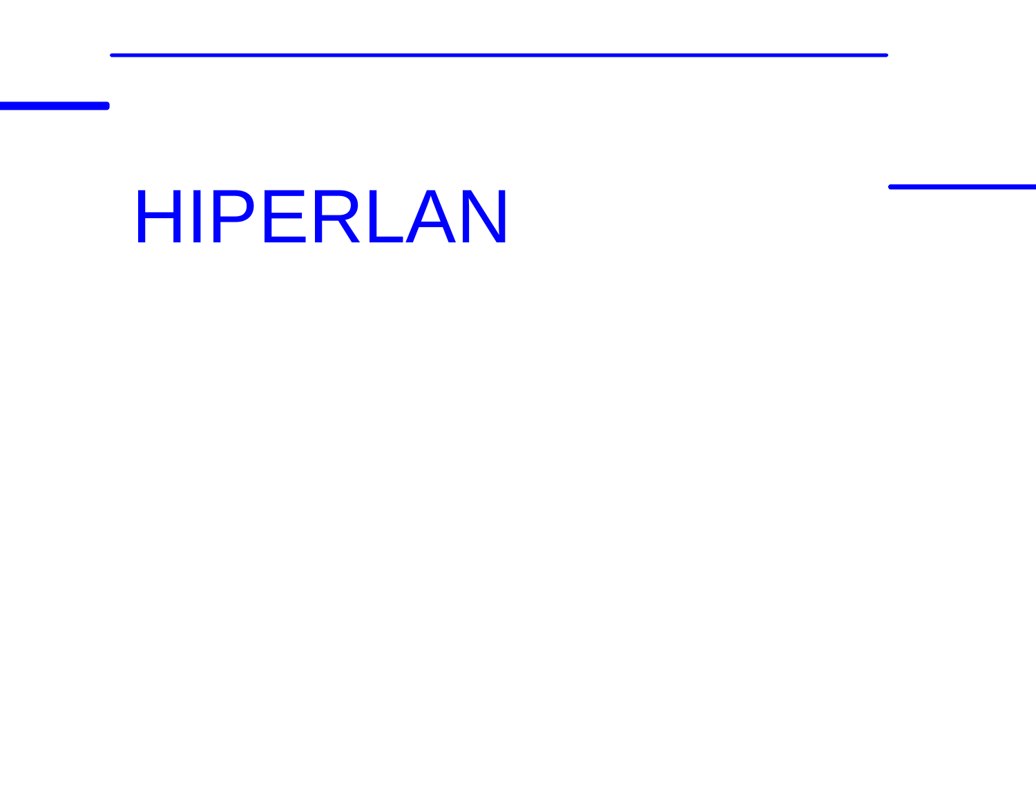# HIPERLAN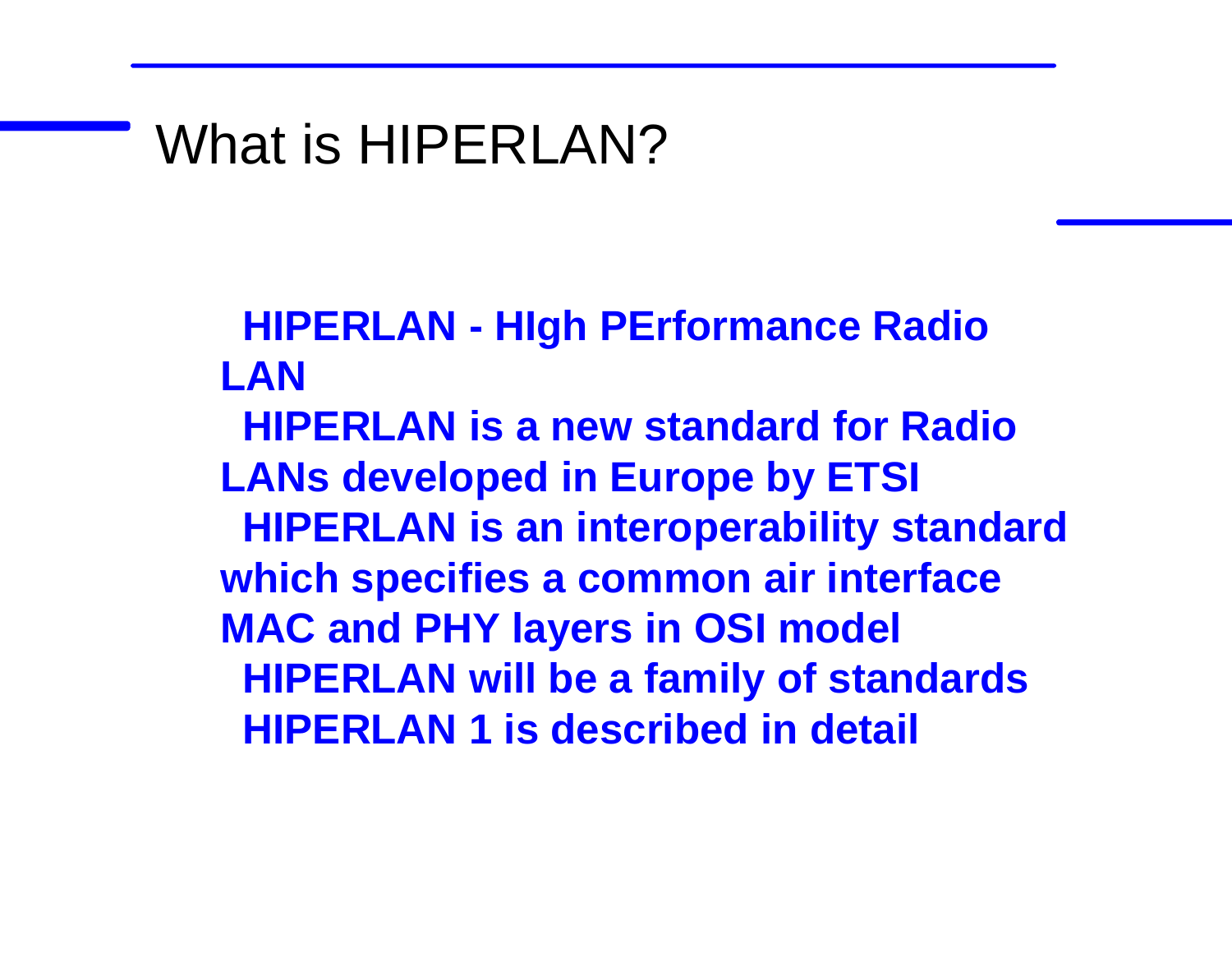# What is HIPERLAN?

- **HIPERLAN - HIgh PErformance Radio LAN**
- **HIPERLAN is a new standard for Radio LANs developed in Europe by ETSI**
- **HIPERLAN is an interoperability standard which specifies a common air interface MAC and PHY layers in OSI model**
- **HIPERLAN will be a family of standards**
- **HIPERLAN 1 is described in detail**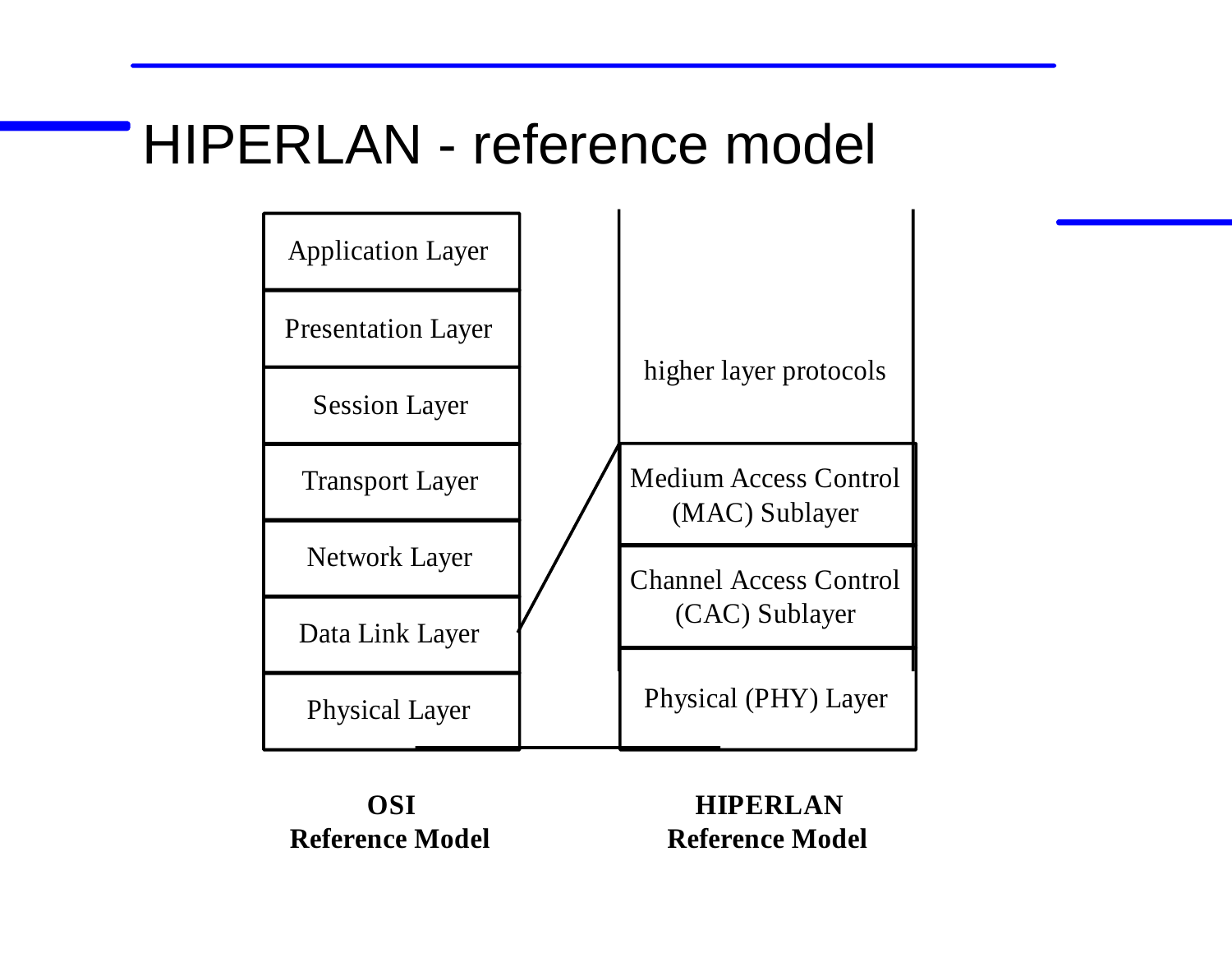# HIPERLAN - reference model

| OSI Reference Model | HIPERLAN Reference Model |
| --- | --- |
| Application Layer | higher layer protocols |
| Presentation Layer | |
| Session Layer | |
| Transport Layer | |
| Network Layer | |
| Data Link Layer | Medium Access Control (MAC) Sublayer |
| | Channel Access Control (CAC) Sublayer |
| Physical Layer | Physical (PHY) Layer |

**OSI**
**Reference Model**

**HIPERLAN**
**Reference Model**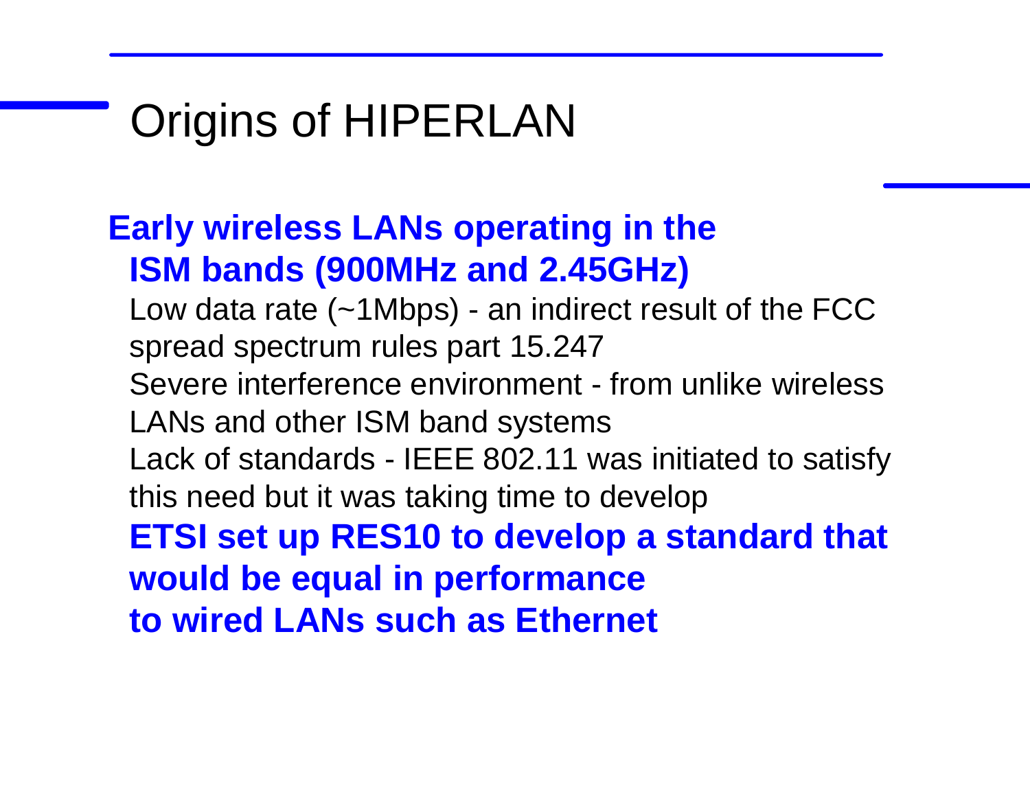# Origins of HIPERLAN

**Early wireless LANs operating in the ISM bands (900MHz and 2.45GHz)**

Low data rate (~1Mbps) - an indirect result of the FCC spread spectrum rules part 15.247

Severe interference environment - from unlike wireless LANs and other ISM band systems

Lack of standards - IEEE 802.11 was initiated to satisfy this need but it was taking time to develop

**ETSI set up RES10 to develop a standard that would be equal in performance to wired LANs such as Ethernet**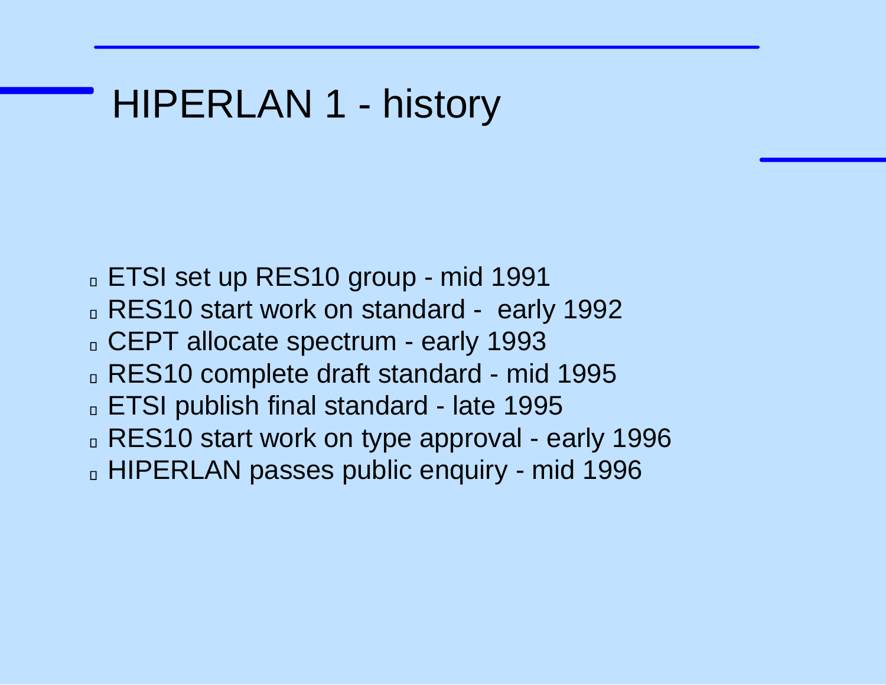# HIPERLAN 1 - history

- ETSI set up RES10 group - mid 1991
- RES10 start work on standard - early 1992
- CEPT allocate spectrum - early 1993
- RES10 complete draft standard - mid 1995
- ETSI publish final standard - late 1995
- RES10 start work on type approval - early 1996
- HIPERLAN passes public enquiry - mid 1996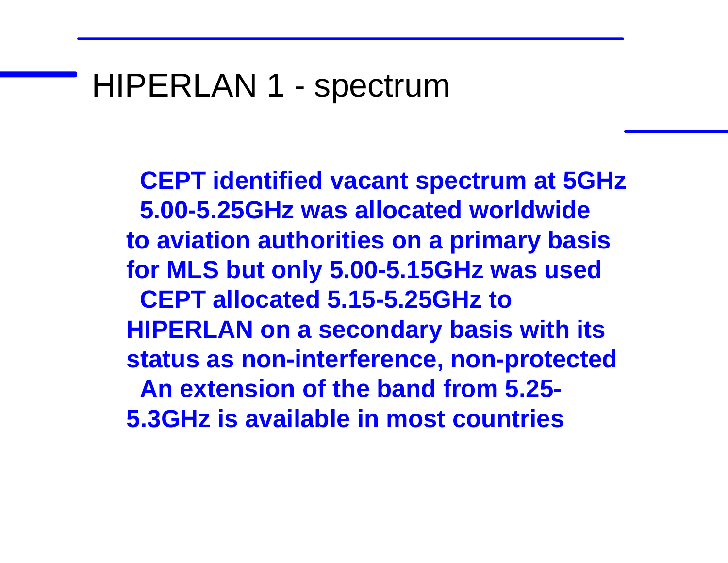# HIPERLAN 1 - spectrum

**CEPT identified vacant spectrum at 5GHz**

**5.00-5.25GHz was allocated worldwide to aviation authorities on a primary basis for MLS but only 5.00-5.15GHz was used**

**CEPT allocated 5.15-5.25GHz to HIPERLAN on a secondary basis with its status as non-interference, non-protected**

**An extension of the band from 5.25-5.3GHz is available in most countries**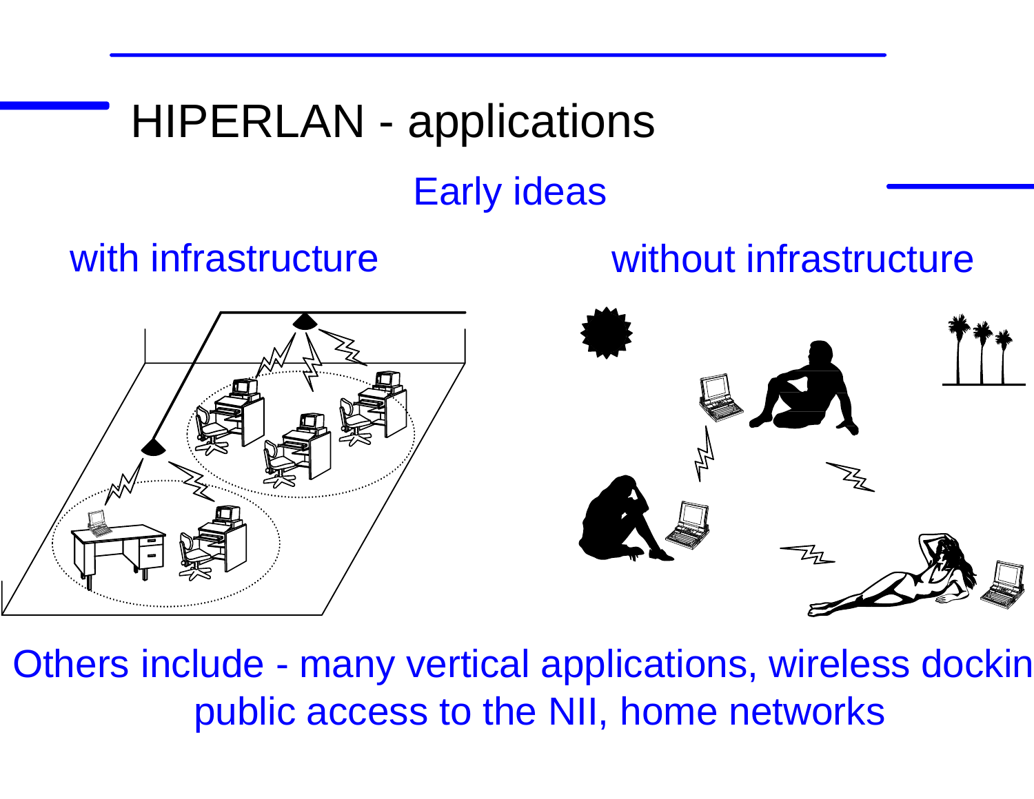# HIPERLAN - applications

## Early ideas

with infrastructure

without infrastructure

Others include - many vertical applications, wireless dockin public access to the NII, home networks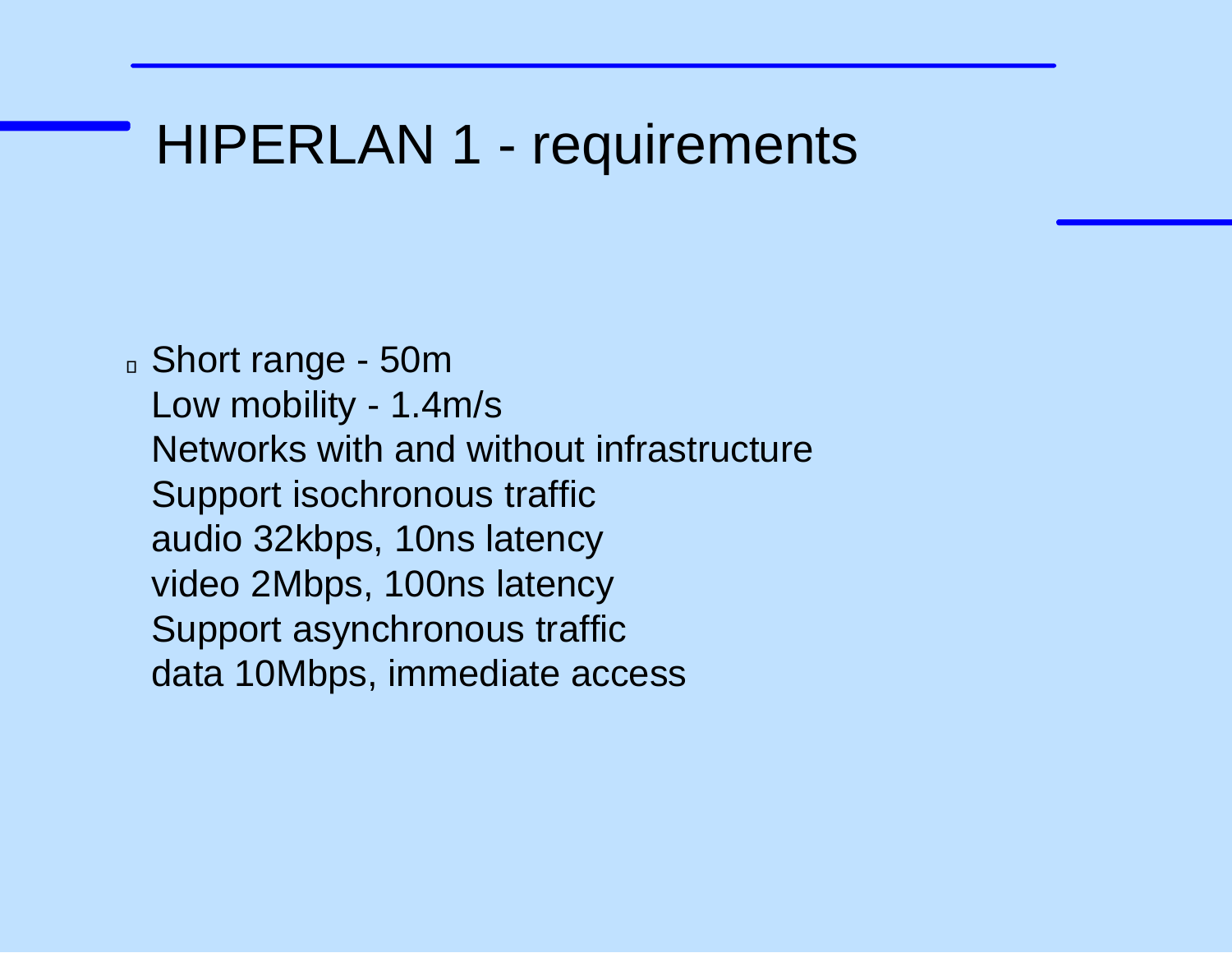# HIPERLAN 1 - requirements

- Short range - 50m
  Low mobility - 1.4m/s
  Networks with and without infrastructure
  Support isochronous traffic
  audio 32kbps, 10ns latency
  video 2Mbps, 100ns latency
  Support asynchronous traffic
  data 10Mbps, immediate access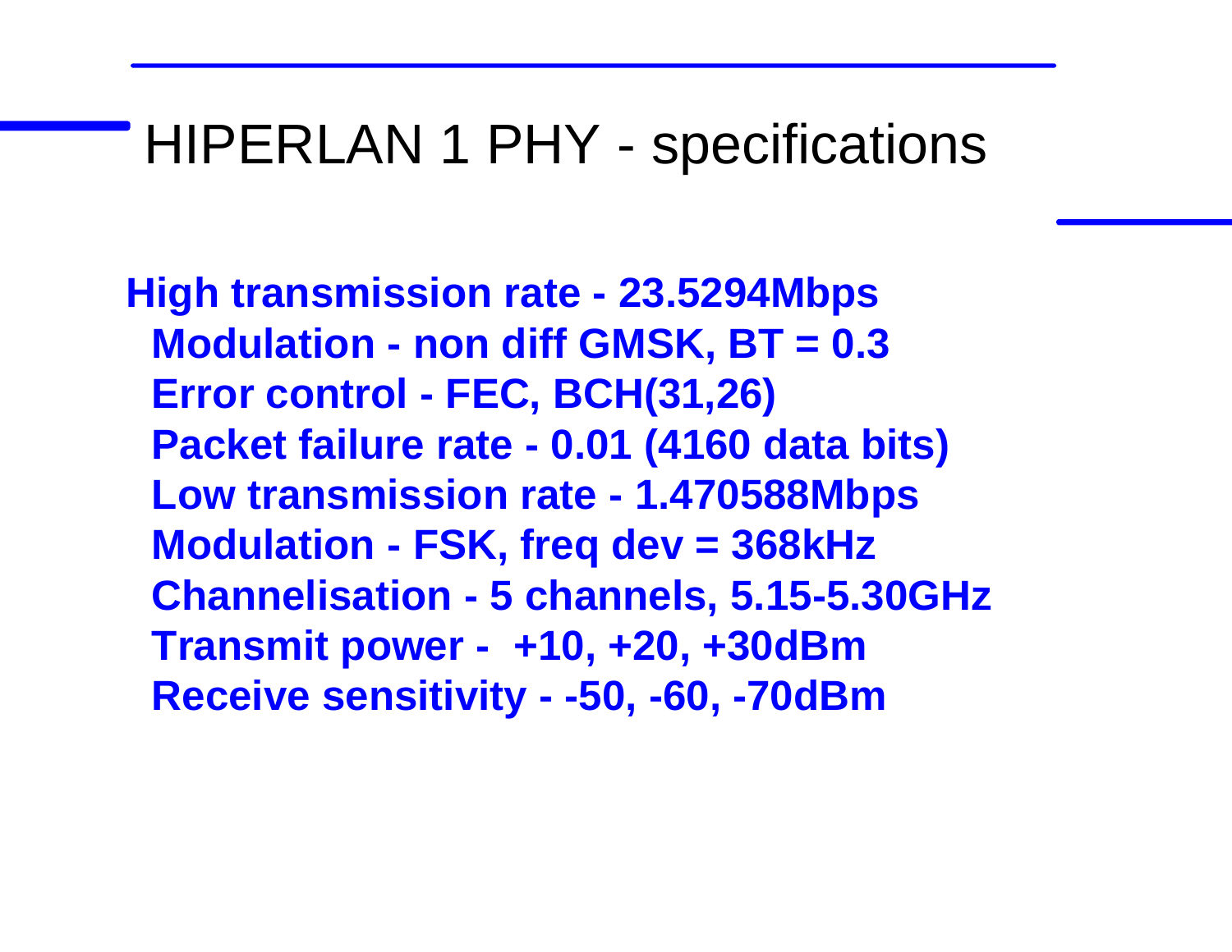# HIPERLAN 1 PHY - specifications

**High transmission rate - 23.5294Mbps**

- **Modulation - non diff GMSK, BT = 0.3**
- **Error control - FEC, BCH(31,26)**
- **Packet failure rate - 0.01 (4160 data bits)**
- **Low transmission rate - 1.470588Mbps**
- **Modulation - FSK, freq dev = 368kHz**
- **Channelisation - 5 channels, 5.15-5.30GHz**
- **Transmit power - +10, +20, +30dBm**
- **Receive sensitivity - -50, -60, -70dBm**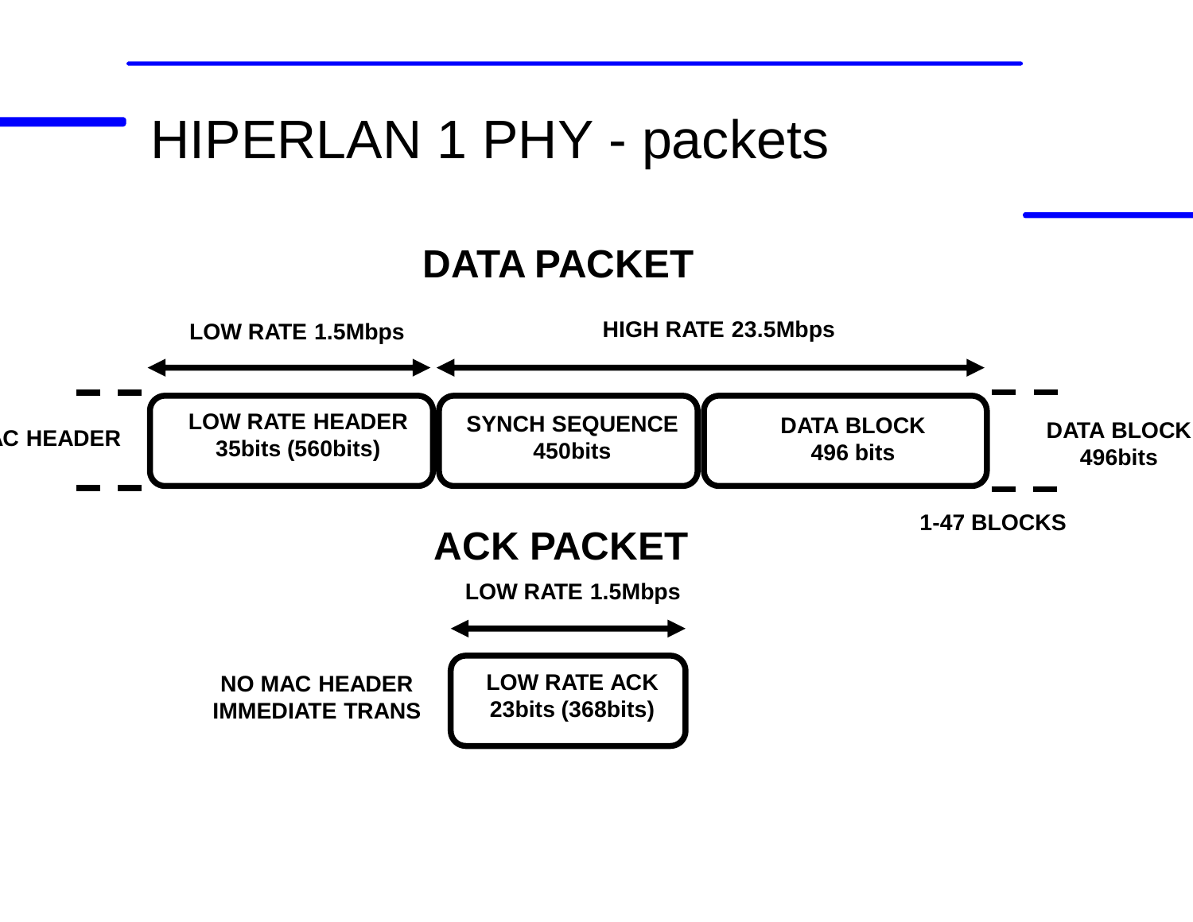# HIPERLAN 1 PHY - packets

## DATA PACKET

LOW RATE 1.5Mbps

HIGH RATE 23.5Mbps

...C HEADER

LOW RATE HEADER 35bits (560bits)

SYNCH SEQUENCE 450bits

DATA BLOCK 496 bits

DATA BLOCK 496bits

1-47 BLOCKS

## ACK PACKET

LOW RATE 1.5Mbps

NO MAC HEADER IMMEDIATE TRANS

LOW RATE ACK 23bits (368bits)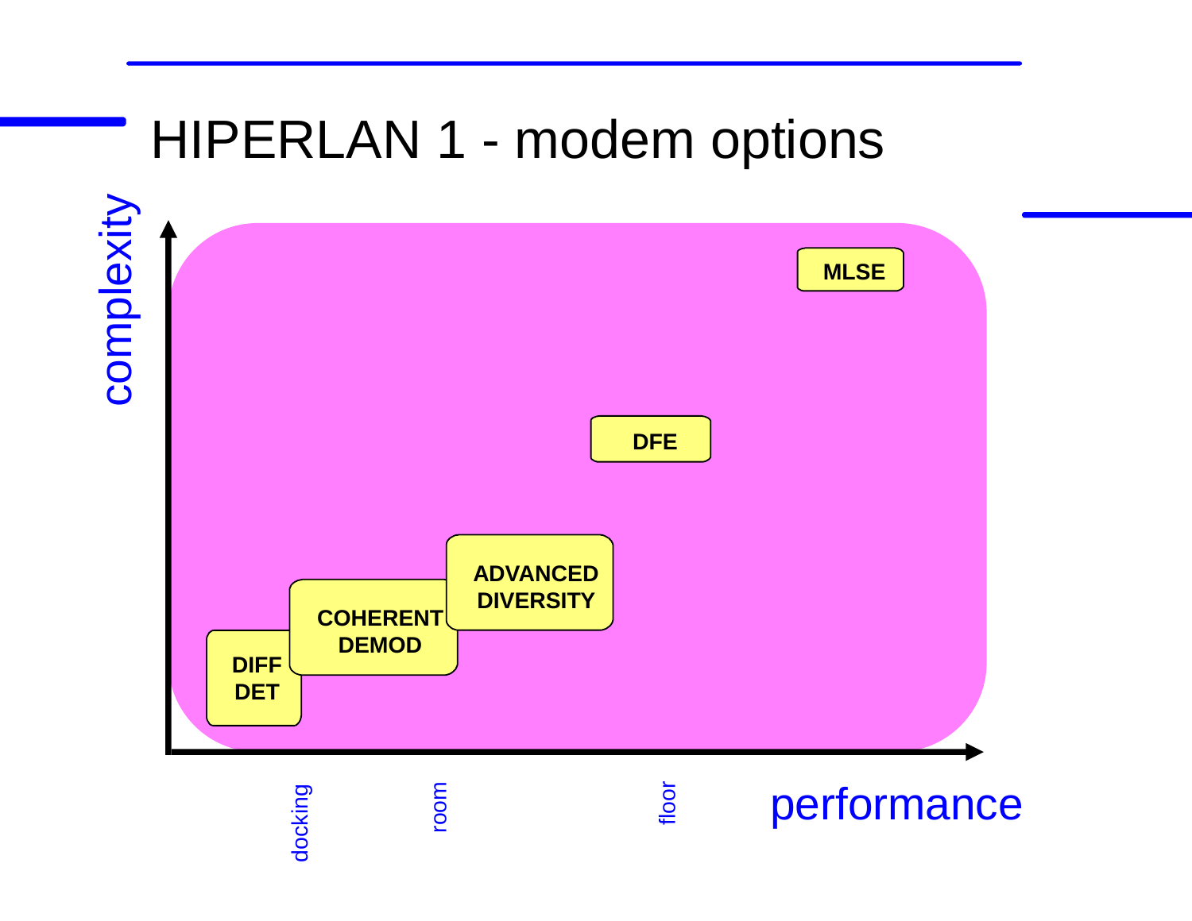# HIPERLAN 1 - modem options

complexity

MLSE

DFE

ADVANCED DIVERSITY

COHERENT DEMOD

DIFF DET

docking

room

floor

performance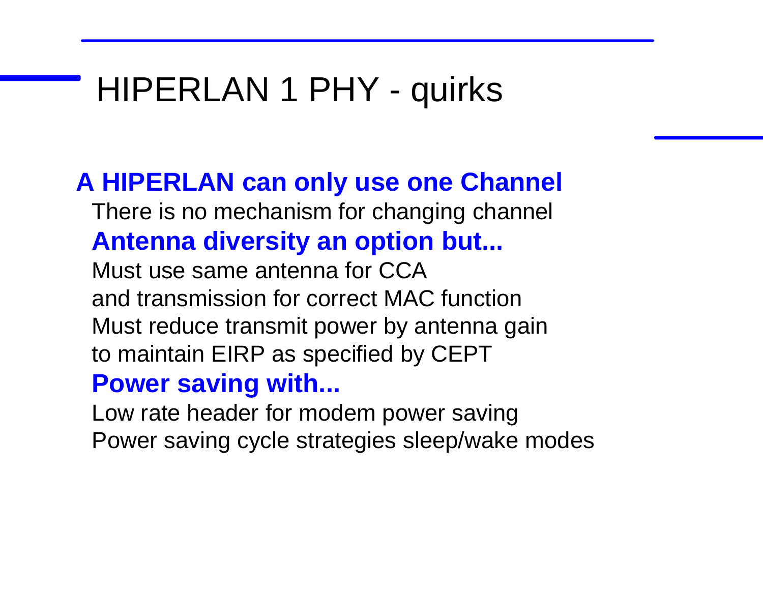# HIPERLAN 1 PHY - quirks

**A HIPERLAN can only use one Channel**

There is no mechanism for changing channel

**Antenna diversity an option but...**

Must use same antenna for CCA
and transmission for correct MAC function
Must reduce transmit power by antenna gain
to maintain EIRP as specified by CEPT

**Power saving with...**

Low rate header for modem power saving
Power saving cycle strategies sleep/wake modes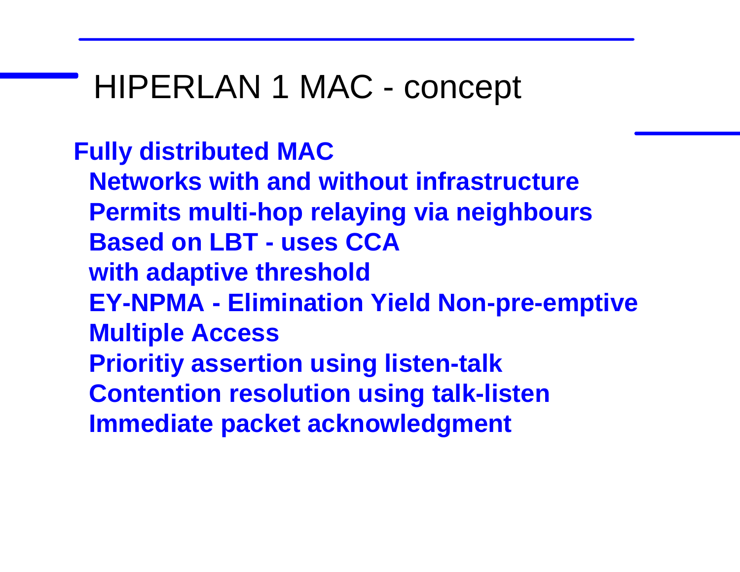# HIPERLAN 1 MAC - concept

**Fully distributed MAC**

- **Networks with and without infrastructure**
- **Permits multi-hop relaying via neighbours**
- **Based on LBT - uses CCA**
- **with adaptive threshold**
- **EY-NPMA - Elimination Yield Non-pre-emptive Multiple Access**
- **Prioritiy assertion using listen-talk**
- **Contention resolution using talk-listen**
- **Immediate packet acknowledgment**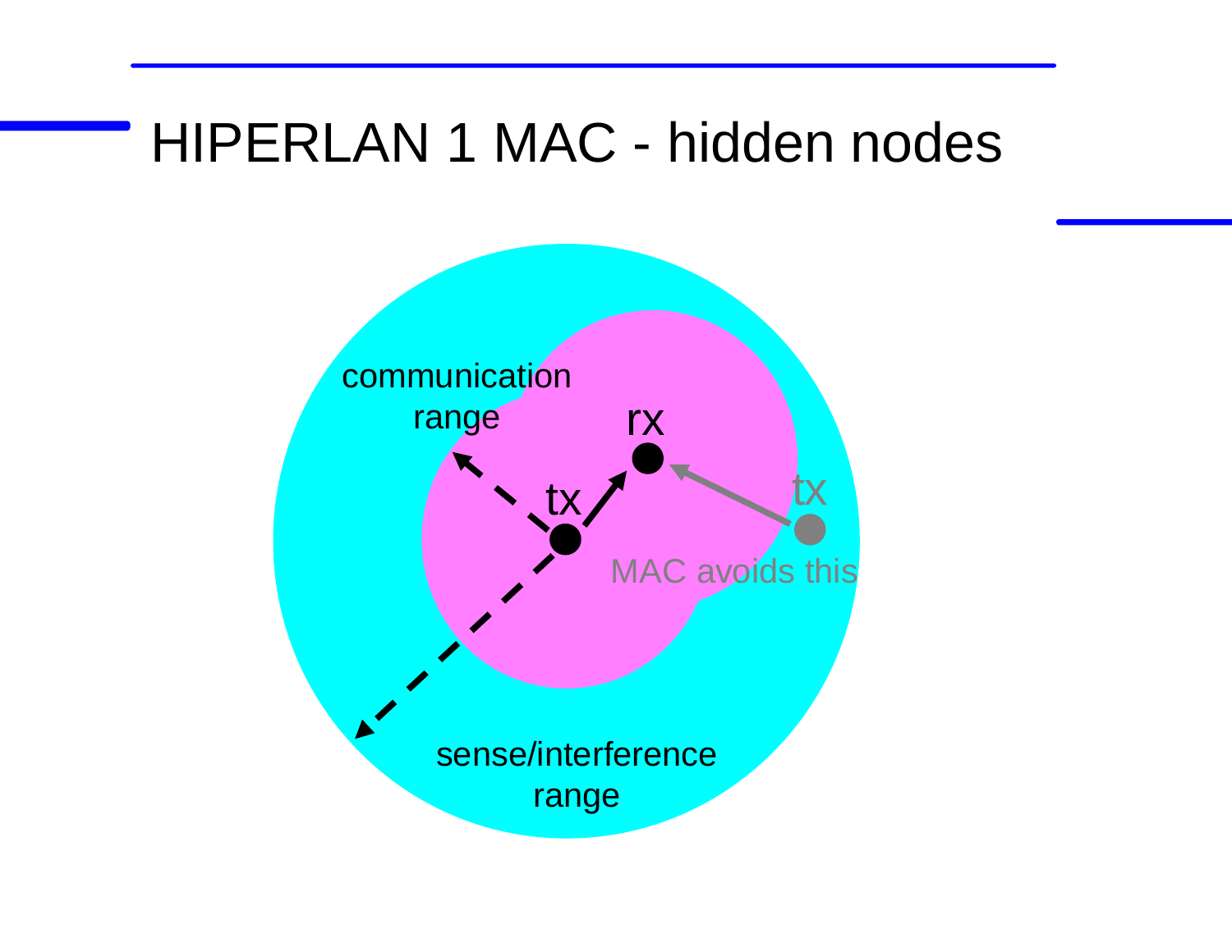# HIPERLAN 1 MAC - hidden nodes

communication range

rx

tx

tx

MAC avoids this

sense/interference range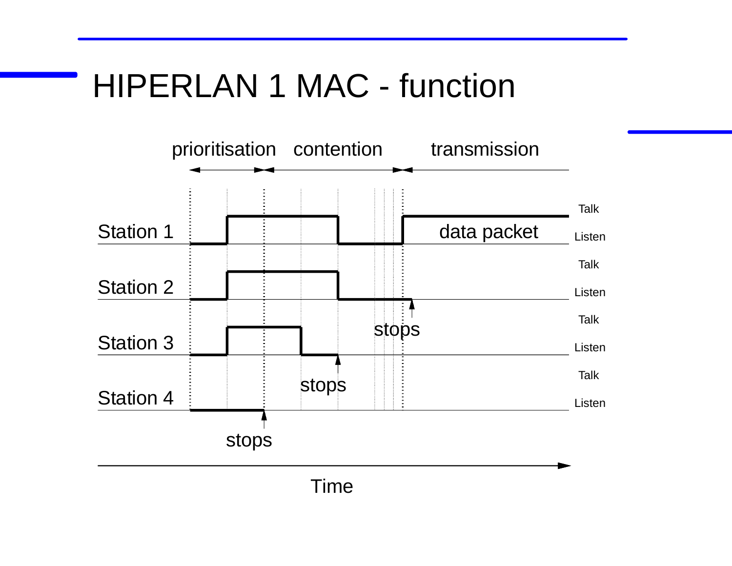# HIPERLAN 1 MAC - function

prioritisation   contention   transmission

Station 1 — Talk / Listen — data packet

Station 2 — Talk / Listen — stops

Station 3 — Talk / Listen — stops

Station 4 — Talk / Listen — stops

Time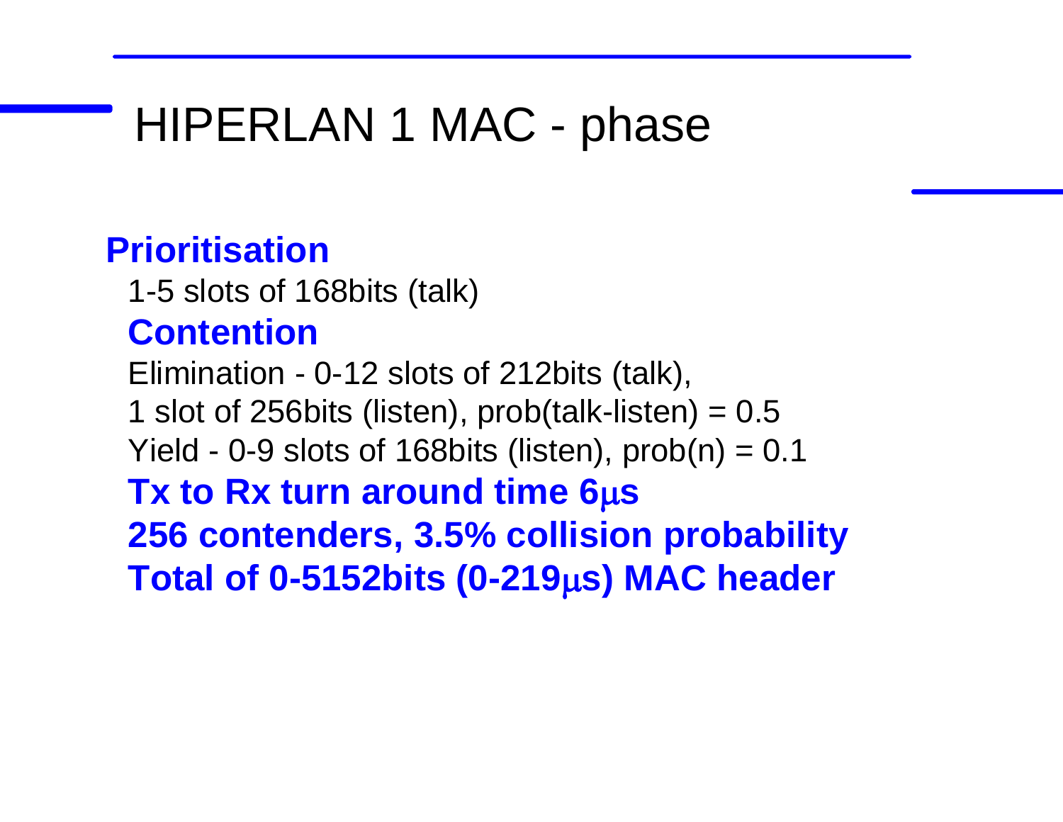# HIPERLAN 1 MAC - phase

**Prioritisation**

1-5 slots of 168bits (talk)

**Contention**

Elimination - 0-12 slots of 212bits (talk),

1 slot of 256bits (listen), prob(talk-listen) = 0.5

Yield - 0-9 slots of 168bits (listen), prob(n) = 0.1

**Tx to Rx turn around time 6μs**

**256 contenders, 3.5% collision probability**

**Total of 0-5152bits (0-219μs) MAC header**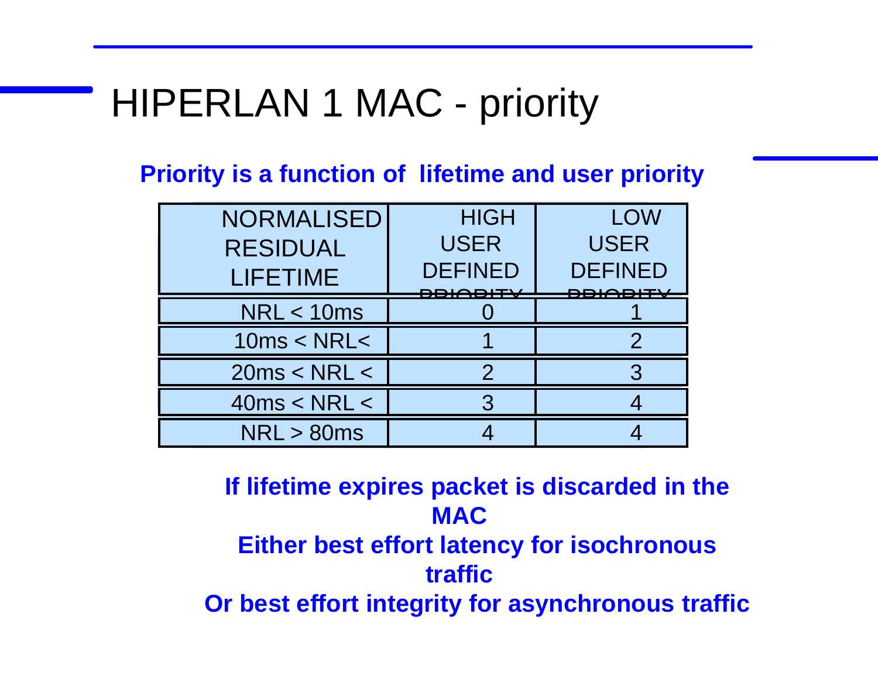# HIPERLAN 1 MAC - priority

**Priority is a function of lifetime and user priority**

| NORMALISED RESIDUAL LIFETIME | HIGH USER DEFINED PRIORITY | LOW USER DEFINED PRIORITY |
|---|---|---|
| NRL < 10ms | 0 | 1 |
| 10ms < NRL< | 1 | 2 |
| 20ms < NRL < | 2 | 3 |
| 40ms < NRL < | 3 | 4 |
| NRL > 80ms | 4 | 4 |

**If lifetime expires packet is discarded in the MAC**

**Either best effort latency for isochronous traffic**

**Or best effort integrity for asynchronous traffic**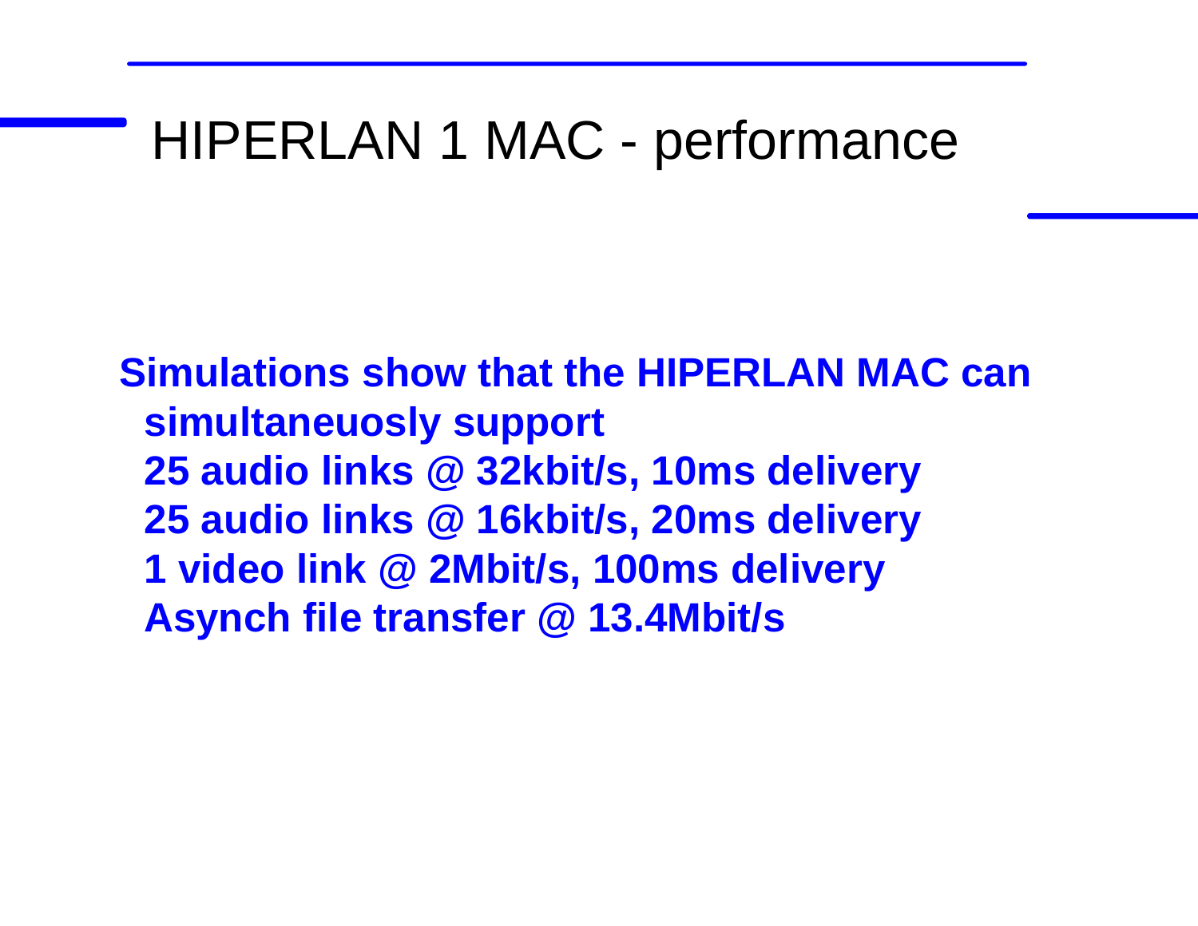# HIPERLAN 1 MAC - performance

**Simulations show that the HIPERLAN MAC can simultaneuosly support**

**25 audio links @ 32kbit/s, 10ms delivery**

**25 audio links @ 16kbit/s, 20ms delivery**

**1 video link @ 2Mbit/s, 100ms delivery**

**Asynch file transfer @ 13.4Mbit/s**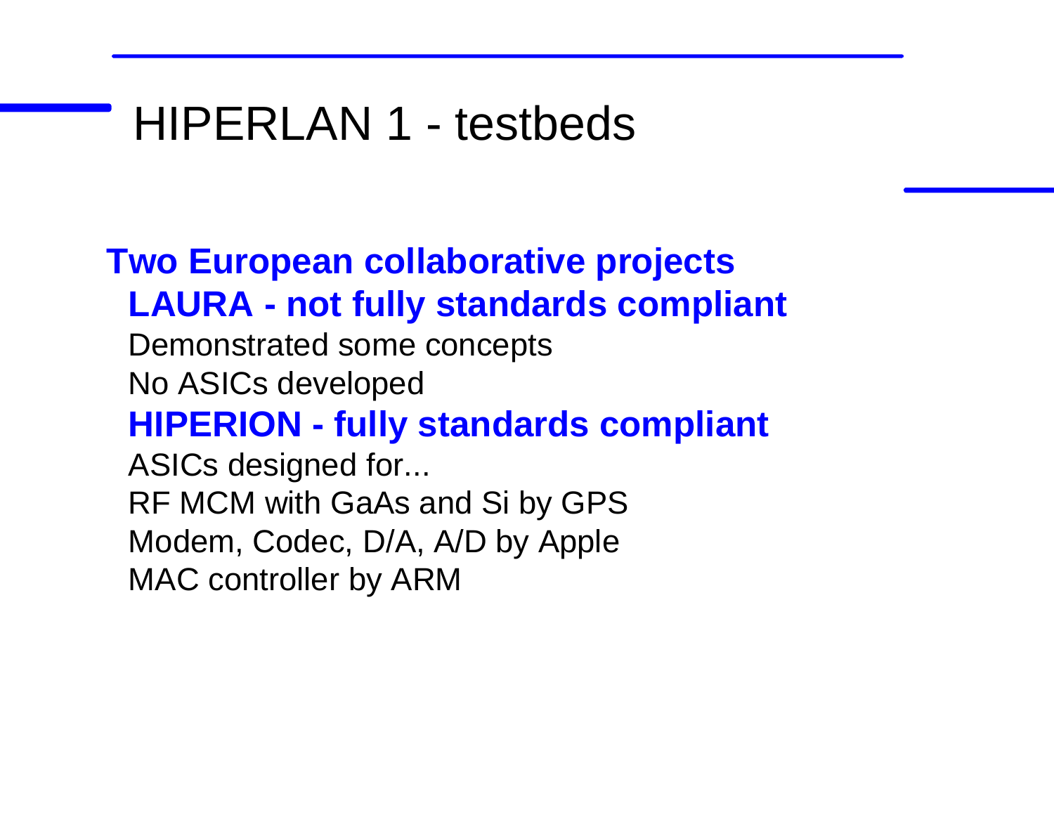# HIPERLAN 1 - testbeds

**Two European collaborative projects**

- **LAURA - not fully standards compliant**
  - Demonstrated some concepts
  - No ASICs developed
- **HIPERION - fully standards compliant**
  - ASICs designed for...
  - RF MCM with GaAs and Si by GPS
  - Modem, Codec, D/A, A/D by Apple
  - MAC controller by ARM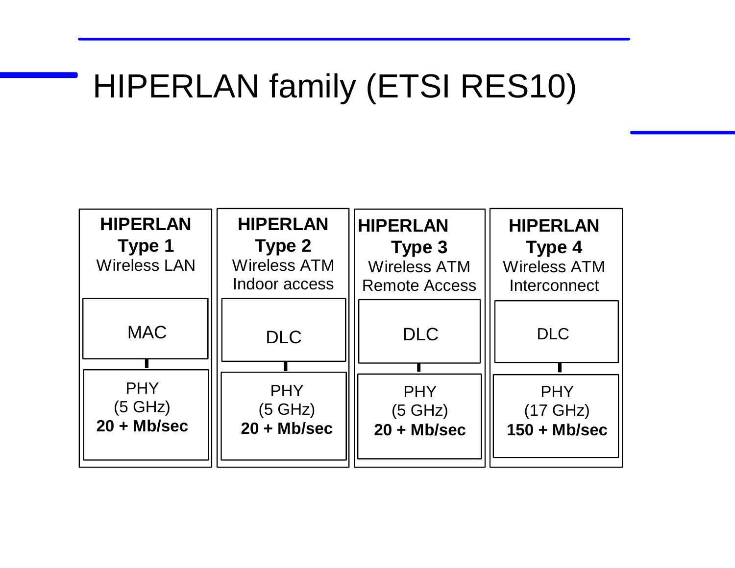# HIPERLAN family (ETSI RES10)

| HIPERLAN Type 1 | HIPERLAN Type 2 | HIPERLAN Type 3 | HIPERLAN Type 4 |
|---|---|---|---|
| Wireless LAN | Wireless ATM Indoor access | Wireless ATM Remote Access | Wireless ATM Interconnect |
| MAC | DLC | DLC | DLC |
| PHY (5 GHz) **20 + Mb/sec** | PHY (5 GHz) **20 + Mb/sec** | PHY (5 GHz) **20 + Mb/sec** | PHY (17 GHz) **150 + Mb/sec** |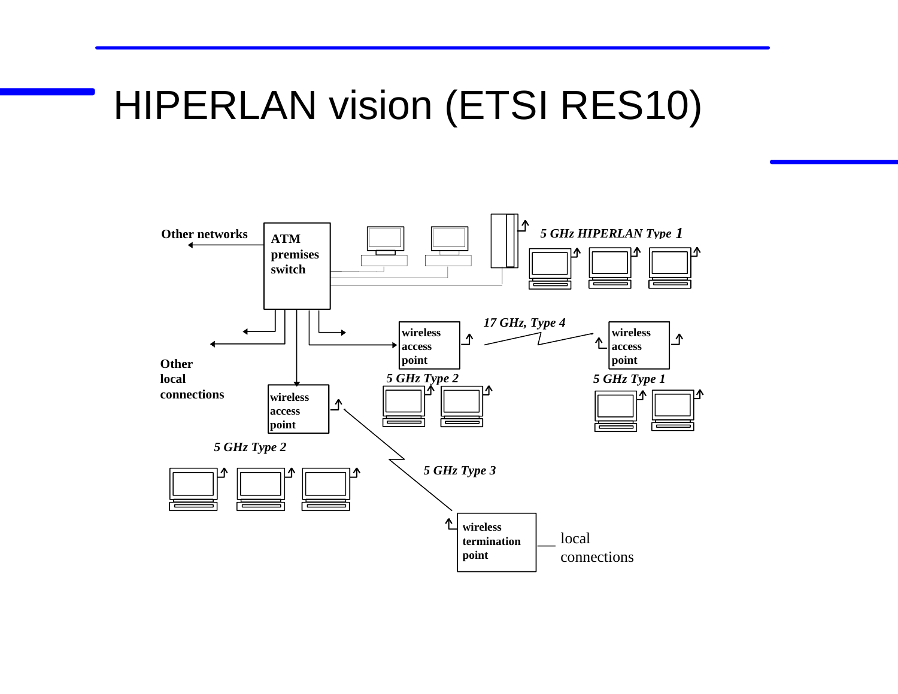# HIPERLAN vision (ETSI RES10)

Other networks

ATM premises switch

*5 GHz HIPERLAN Type 1*

wireless access point

*17 GHz, Type 4*

wireless access point

Other local connections

*5 GHz Type 2*

*5 GHz Type 1*

wireless access point

*5 GHz Type 2*

*5 GHz Type 3*

wireless termination point

local connections